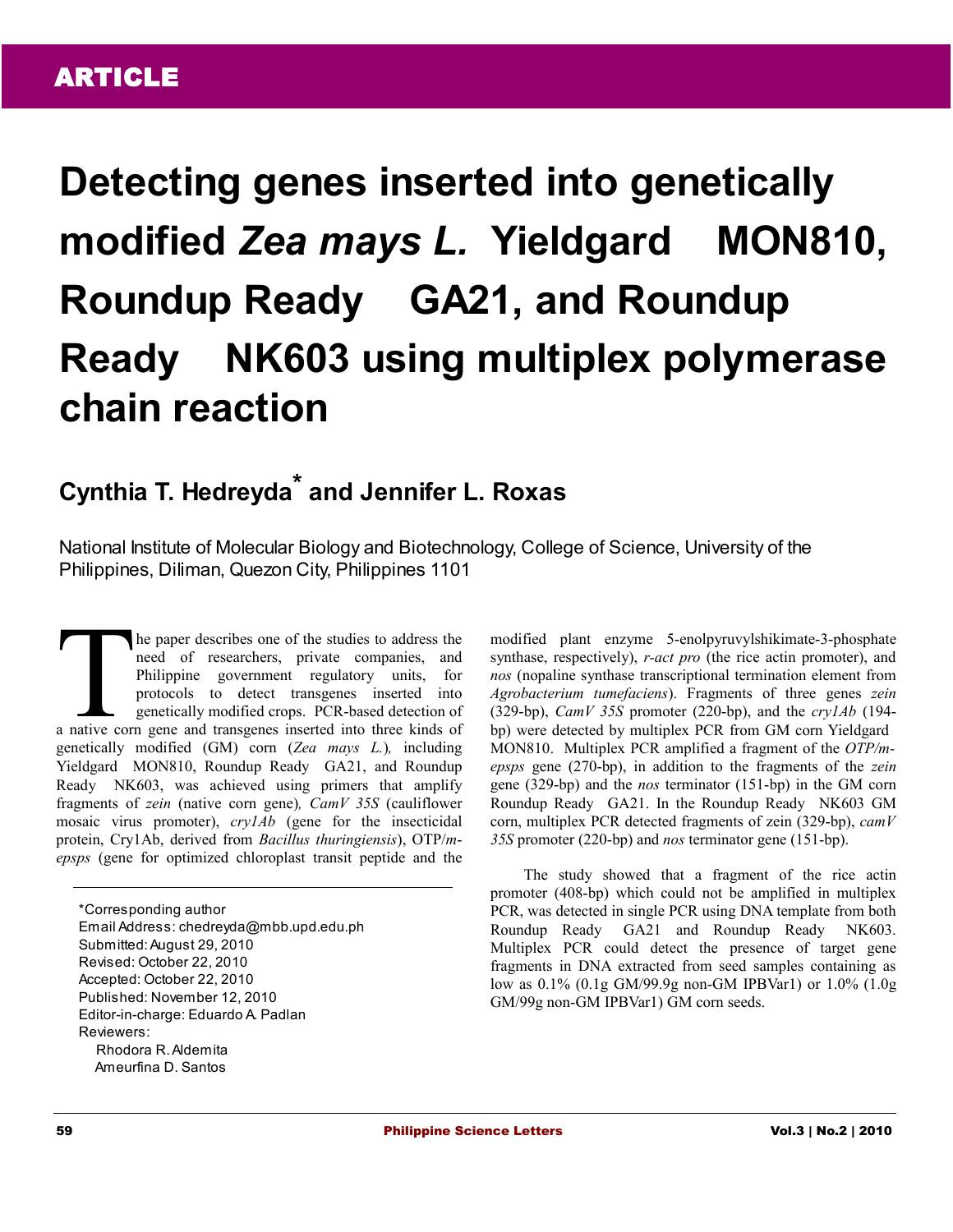ARTICLE

# Detecting genes inserted into genetically modified *Zea mays L.* Yieldgard MON810, Roundup Ready GA21, and Roundup Ready NK603 using multiplex polymerase chain reaction

**Cynthia T. Hedreyda\* and Jennifer L. Roxas**

National Institute of Molecular Biology and Biotechnology, College of Science, University of the Philippines, Diliman, Quezon City, Philippines 1101

The paper describes one of the studies to address the need of researchers, private companies, and Philippine government regulatory units, for protocols to detect transgenes inserted into genetically modified crops. PCR-based detection of a native corn gene and transgenes inserted into three kinds of genetically modified (GM) corn (*Zea mays L.*), including Yieldgard MON810, Roundup Ready GA21, and Roundup Ready NK603, was achieved using primers that amplify fragments of *zein* (native corn gene)*, CamV 35S* (cauliflower mosaic virus promoter), *cry1Ab* (gene for the insecticidal protein, Cry1Ab, derived from *Bacillus thuringiensis*), OTP/*m-epsps* (gene for optimized chloroplast transit peptide and the modified plant enzyme 5-enolpyruvylshikimate-3-phosphate synthase, respectively), *r-act pro* (the rice actin promoter), and *nos* (nopaline synthase transcriptional termination element from *Agrobacterium tumefaciens*). Fragments of three genes *zein* (329-bp), *CamV 35S* promoter (220-bp), and the *cry1Ab* (194-bp) were detected by multiplex PCR from GM corn Yieldgard MON810. Multiplex PCR amplified a fragment of the *OTP/m-epsps* gene (270-bp), in addition to the fragments of the *zein* gene (329-bp) and the *nos* terminator (151-bp) in the GM corn Roundup Ready GA21. In the Roundup Ready NK603 GM corn, multiplex PCR detected fragments of zein (329-bp), *camV 35S* promoter (220-bp) and *nos* terminator gene (151-bp).

The study showed that a fragment of the rice actin promoter (408-bp) which could not be amplified in multiplex PCR, was detected in single PCR using DNA template from both Roundup Ready GA21 and Roundup Ready NK603. Multiplex PCR could detect the presence of target gene fragments in DNA extracted from seed samples containing as low as 0.1% (0.1g GM/99.9g non-GM IPBVar1) or 1.0% (1.0g GM/99g non-GM IPBVar1) GM corn seeds.

---

\*Corresponding author  
Email Address: chedreyda@mbb.upd.edu.ph  
Submitted: August 29, 2010  
Revised: October 22, 2010  
Accepted: October 22, 2010  
Published: November 12, 2010  
Editor-in-charge: Eduardo A. Padlan  
Reviewers:  
Rhodora R. Aldemita  
Ameurfina D. Santos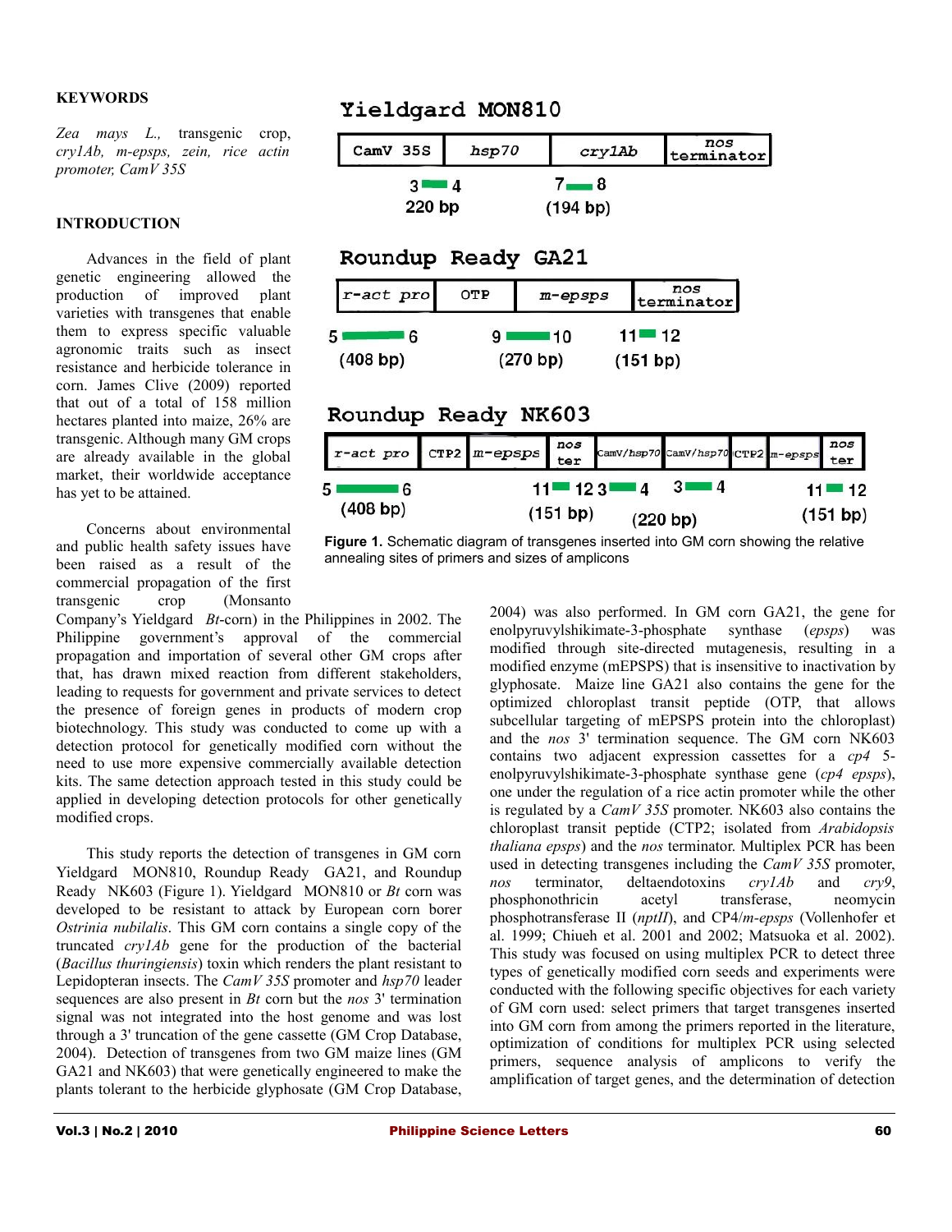## KEYWORDS

*Zea mays* L., transgenic crop, *cry1Ab*, *m-epsps*, *zein*, *rice actin promoter*, *CamV 35S*

## INTRODUCTION

Advances in the field of plant genetic engineering allowed the production of improved plant varieties with transgenes that enable them to express specific valuable agronomic traits such as insect resistance and herbicide tolerance in corn. James Clive (2009) reported that out of a total of 158 million hectares planted into maize, 26% are transgenic. Although many GM crops are already available in the global market, their worldwide acceptance has yet to be attained.

Concerns about environmental and public health safety issues have been raised as a result of the commercial propagation of the first transgenic crop (Monsanto Company's Yieldgard *Bt*-corn) in the Philippines in 2002. The Philippine government's approval of the commercial propagation and importation of several other GM crops after that, has drawn mixed reaction from different stakeholders, leading to requests for government and private services to detect the presence of foreign genes in products of modern crop biotechnology. This study was conducted to come up with a detection protocol for genetically modified corn without the need to use more expensive commercially available detection kits. The same detection approach tested in this study could be applied in developing detection protocols for other genetically modified crops.

This study reports the detection of transgenes in GM corn Yieldgard MON810, Roundup Ready GA21, and Roundup Ready NK603 (Figure 1). Yieldgard MON810 or *Bt* corn was developed to be resistant to attack by European corn borer *Ostrinia nubilalis*. This GM corn contains a single copy of the truncated *cry1Ab* gene for the production of the bacterial (*Bacillus thuringiensis*) toxin which renders the plant resistant to Lepidopteran insects. The *CamV 35S* promoter and *hsp70* leader sequences are also present in *Bt* corn but the *nos* 3' termination signal was not integrated into the host genome and was lost through a 3' truncation of the gene cassette (GM Crop Database, 2004). Detection of transgenes from two GM maize lines (GM GA21 and NK603) that were genetically engineered to make the plants tolerant to the herbicide glyphosate (GM Crop Database, 2004) was also performed. In GM corn GA21, the gene for enolpyruvylshikimate-3-phosphate synthase (*epsps*) was modified through site-directed mutagenesis, resulting in a modified enzyme (mEPSPS) that is insensitive to inactivation by glyphosate. Maize line GA21 also contains the gene for the optimized chloroplast transit peptide (OTP, that allows subcellular targeting of mEPSPS protein into the chloroplast) and the *nos* 3' termination sequence. The GM corn NK603 contains two adjacent expression cassettes for a *cp4* 5-enolpyruvylshikimate-3-phosphate synthase gene (*cp4 epsps*), one under the regulation of a rice actin promoter while the other is regulated by a *CamV 35S* promoter. NK603 also contains the chloroplast transit peptide (CTP2; isolated from *Arabidopsis thaliana epsps*) and the *nos* terminator. Multiplex PCR has been used in detecting transgenes including the *CamV 35S* promoter, *nos* terminator, deltaendotoxins *cry1Ab* and *cry9*, phosphonothricin acetyl transferase, neomycin phosphotransferase II (*nptII*), and CP4/*m-epsps* (Vollenhofer et al. 1999; Chiueh et al. 2001 and 2002; Matsuoka et al. 2002). This study was focused on using multiplex PCR to detect three types of genetically modified corn seeds and experiments were conducted with the following specific objectives for each variety of GM corn used: select primers that target transgenes inserted into GM corn from among the primers reported in the literature, optimization of conditions for multiplex PCR using selected primers, sequence analysis of amplicons to verify the amplification of target genes, and the determination of detection

**Yieldgard MON810**: CamV 35S | hsp70 | cry1Ab | nos terminator — primers 3–4 (220 bp); 7–8 (194 bp)

**Roundup Ready GA21**: r-act pro | OTP | m-epsps | nos terminator — primers 5–6 (408 bp); 9–10 (270 bp); 11–12 (151 bp)

**Roundup Ready NK603**: r-act pro | CTP2 | m-epsps | nos ter | CamV/hsp70 | CamV/hsp70 | CTP2 | m-epsps | nos ter — primers 5–6 (408 bp); 11–12 (151 bp); 3–4, 3–4 (220 bp); 11–12 (151 bp)

**Figure 1.** Schematic diagram of transgenes inserted into GM corn showing the relative annealing sites of primers and sizes of amplicons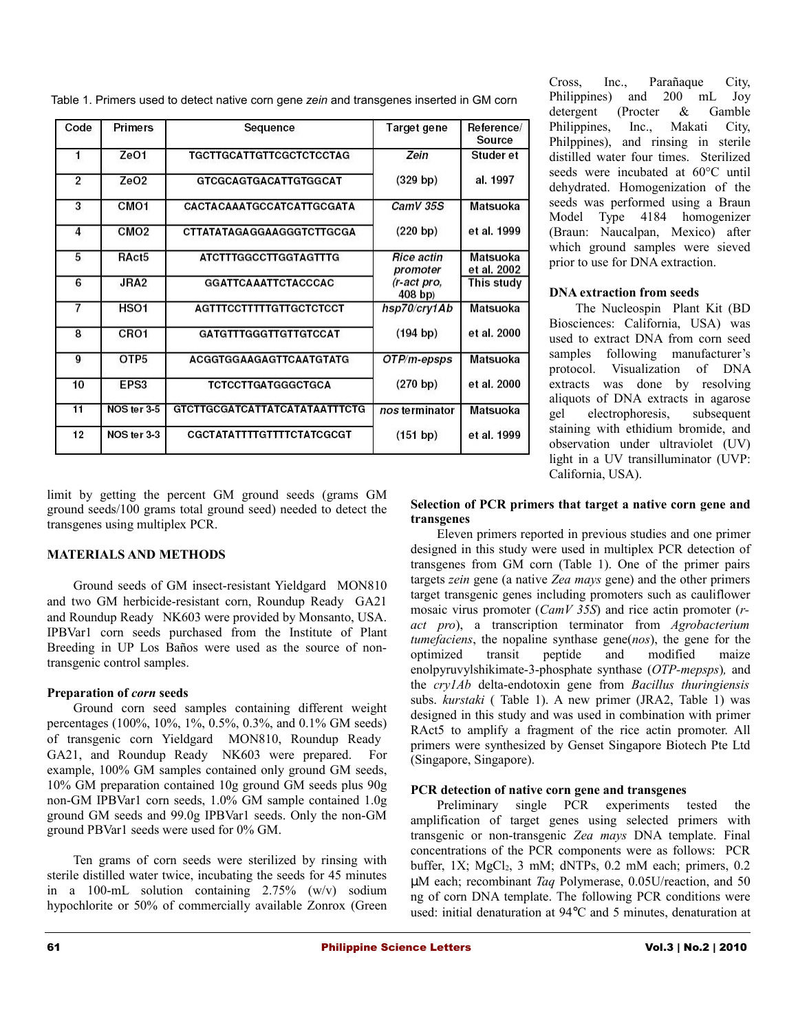Table 1. Primers used to detect native corn gene *zein* and transgenes inserted in GM corn

| Code | Primers | Sequence | Target gene | Reference/ Source |
|---|---|---|---|---|
| 1 | ZeO1 | TGCTTGCATTGTTCGCTCTCCTAG | *Zein* | Studer et |
| 2 | ZeO2 | GTCGCAGTGACATTGTGGCAT | (329 bp) | al. 1997 |
| 3 | CMO1 | CACTACAAATGCCATCATTGCGATA | *CamV 35S* | Matsuoka |
| 4 | CMO2 | CTTATATAGAGGAAGGGTCTTGCGA | (220 bp) | et al. 1999 |
| 5 | RAct5 | ATCTTTGGCCTTGGTAGTTTG | *Rice actin promoter* | Matsuoka et al. 2002 |
| 6 | JRA2 | GGATTCAAATTCTACCCAC | (*r-act pro*, 408 bp) | This study |
| 7 | HSO1 | AGTTTCCTTTTTGTTGCTCTCCT | *hsp70/cry1Ab* | Matsuoka |
| 8 | CRO1 | GATGTTTGGGTTGTTGTCCAT | (194 bp) | et al. 2000 |
| 9 | OTP5 | ACGGTGGAAGAGTTCAATGTATG | *OTP/m-epsps* | Matsuoka |
| 10 | EPS3 | TCTCCTTGATGGGCTGCA | (270 bp) | et al. 2000 |
| 11 | NOS ter 3-5 | GTCTTGCGATCATTATCATATAATTTCTG | *nos* terminator | Matsuoka |
| 12 | NOS ter 3-3 | CGCTATATTTTGTTTTCTATCGCGT | (151 bp) | et al. 1999 |

limit by getting the percent GM ground seeds (grams GM ground seeds/100 grams total ground seed) needed to detect the transgenes using multiplex PCR.

## MATERIALS AND METHODS

Ground seeds of GM insect-resistant Yieldgard MON810 and two GM herbicide-resistant corn, Roundup Ready GA21 and Roundup Ready NK603 were provided by Monsanto, USA. IPBVar1 corn seeds purchased from the Institute of Plant Breeding in UP Los Baños were used as the source of non-transgenic control samples.

### Preparation of *corn* seeds

Ground corn seed samples containing different weight percentages (100%, 10%, 1%, 0.5%, 0.3%, and 0.1% GM seeds) of transgenic corn Yieldgard MON810, Roundup Ready GA21, and Roundup Ready NK603 were prepared. For example, 100% GM samples contained only ground GM seeds, 10% GM preparation contained 10g ground GM seeds plus 90g non-GM IPBVar1 corn seeds, 1.0% GM sample contained 1.0g ground GM seeds and 99.0g IPBVar1 seeds. Only the non-GM ground PBVar1 seeds were used for 0% GM.

Ten grams of corn seeds were sterilized by rinsing with sterile distilled water twice, incubating the seeds for 45 minutes in a 100-mL solution containing 2.75% (w/v) sodium hypochlorite or 50% of commercially available Zonrox (Green Cross, Inc., Parañaque City, Philippines) and 200 mL Joy detergent (Procter & Gamble Philippines, Inc., Makati City, Philppines), and rinsing in sterile distilled water four times. Sterilized seeds were incubated at 60°C until dehydrated. Homogenization of the seeds was performed using a Braun Model Type 4184 homogenizer (Braun: Naucalpan, Mexico) after which ground samples were sieved prior to use for DNA extraction.

### DNA extraction from seeds

The Nucleospin Plant Kit (BD Biosciences: California, USA) was used to extract DNA from corn seed samples following manufacturer's protocol. Visualization of DNA extracts was done by resolving aliquots of DNA extracts in agarose gel electrophoresis, subsequent staining with ethidium bromide, and observation under ultraviolet (UV) light in a UV transilluminator (UVP: California, USA).

### Selection of PCR primers that target a native corn gene and transgenes

Eleven primers reported in previous studies and one primer designed in this study were used in multiplex PCR detection of transgenes from GM corn (Table 1). One of the primer pairs targets *zein* gene (a native *Zea mays* gene) and the other primers target transgenic genes including promoters such as cauliflower mosaic virus promoter (*CamV 35S*) and rice actin promoter (*r-act pro*), a transcription terminator from *Agrobacterium tumefaciens*, the nopaline synthase gene(*nos*), the gene for the optimized transit peptide and modified maize enolpyruvylshikimate-3-phosphate synthase (*OTP-mepsps*)*,* and the *cry1Ab* delta-endotoxin gene from *Bacillus thuringiensis* subs. *kurstaki* ( Table 1). A new primer (JRA2, Table 1) was designed in this study and was used in combination with primer RAct5 to amplify a fragment of the rice actin promoter. All primers were synthesized by Genset Singapore Biotech Pte Ltd (Singapore, Singapore).

### PCR detection of native corn gene and transgenes

Preliminary single PCR experiments tested the amplification of target genes using selected primers with transgenic or non-transgenic *Zea mays* DNA template. Final concentrations of the PCR components were as follows: PCR buffer, 1X; $MgCl_2$, 3 mM; dNTPs, 0.2 mM each; primers, 0.2 μM each; recombinant *Taq* Polymerase, 0.05U/reaction, and 50 ng of corn DNA template. The following PCR conditions were used: initial denaturation at 94°C and 5 minutes, denaturation at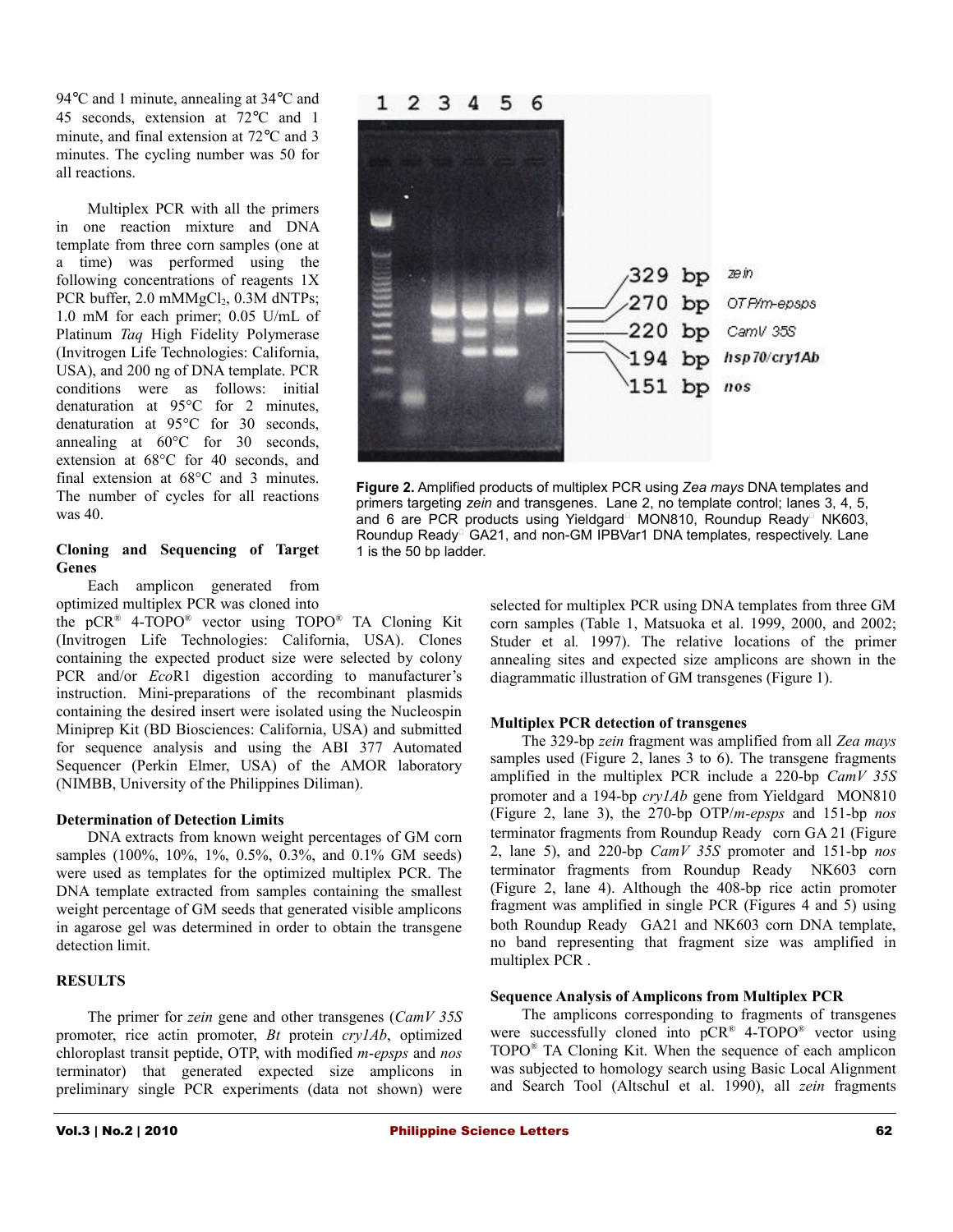94℃ and 1 minute, annealing at 34℃ and 45 seconds, extension at 72℃ and 1 minute, and final extension at 72℃ and 3 minutes. The cycling number was 50 for all reactions.

Multiplex PCR with all the primers in one reaction mixture and DNA template from three corn samples (one at a time) was performed using the following concentrations of reagents 1X PCR buffer, 2.0 mM$MgCl_2$, 0.3M dNTPs; 1.0 mM for each primer; 0.05 U/mL of Platinum *Taq* High Fidelity Polymerase (Invitrogen Life Technologies: California, USA), and 200 ng of DNA template. PCR conditions were as follows: initial denaturation at 95°C for 2 minutes, denaturation at 95°C for 30 seconds, annealing at 60°C for 30 seconds, extension at 68°C for 40 seconds, and final extension at 68°C and 3 minutes. The number of cycles for all reactions was 40.

**Figure 2.** Amplified products of multiplex PCR using *Zea mays* DNA templates and primers targeting *zein* and transgenes. Lane 2, no template control; lanes 3, 4, 5, and 6 are PCR products using Yieldgard MON810, Roundup Ready NK603, Roundup Ready GA21, and non-GM IPBVar1 DNA templates, respectively. Lane 1 is the 50 bp ladder.

**Cloning and Sequencing of Target Genes**

Each amplicon generated from optimized multiplex PCR was cloned into the pCR® 4-TOPO® vector using TOPO® TA Cloning Kit (Invitrogen Life Technologies: California, USA). Clones containing the expected product size were selected by colony PCR and/or *Eco*R1 digestion according to manufacturer's instruction. Mini-preparations of the recombinant plasmids containing the desired insert were isolated using the Nucleospin Miniprep Kit (BD Biosciences: California, USA) and submitted for sequence analysis and using the ABI 377 Automated Sequencer (Perkin Elmer, USA) of the AMOR laboratory (NIMBB, University of the Philippines Diliman).

**Determination of Detection Limits**

DNA extracts from known weight percentages of GM corn samples (100%, 10%, 1%, 0.5%, 0.3%, and 0.1% GM seeds) were used as templates for the optimized multiplex PCR. The DNA template extracted from samples containing the smallest weight percentage of GM seeds that generated visible amplicons in agarose gel was determined in order to obtain the transgene detection limit.

## RESULTS

The primer for *zein* gene and other transgenes (*CamV 35S* promoter, rice actin promoter, *Bt* protein *cry1Ab*, optimized chloroplast transit peptide, OTP, with modified *m-epsps* and *nos* terminator) that generated expected size amplicons in preliminary single PCR experiments (data not shown) were selected for multiplex PCR using DNA templates from three GM corn samples (Table 1, Matsuoka et al. 1999, 2000, and 2002; Studer et al. 1997). The relative locations of the primer annealing sites and expected size amplicons are shown in the diagrammatic illustration of GM transgenes (Figure 1).

**Multiplex PCR detection of transgenes**

The 329-bp *zein* fragment was amplified from all *Zea mays* samples used (Figure 2, lanes 3 to 6). The transgene fragments amplified in the multiplex PCR include a 220-bp *CamV 35S* promoter and a 194-bp *cry1Ab* gene from Yieldgard MON810 (Figure 2, lane 3), the 270-bp OTP/*m-epsps* and 151-bp *nos* terminator fragments from Roundup Ready corn GA 21 (Figure 2, lane 5), and 220-bp *CamV 35S* promoter and 151-bp *nos* terminator fragments from Roundup Ready NK603 corn (Figure 2, lane 4). Although the 408-bp rice actin promoter fragment was amplified in single PCR (Figures 4 and 5) using both Roundup Ready GA21 and NK603 corn DNA template, no band representing that fragment size was amplified in multiplex PCR .

**Sequence Analysis of Amplicons from Multiplex PCR**

The amplicons corresponding to fragments of transgenes were successfully cloned into pCR® 4-TOPO® vector using TOPO® TA Cloning Kit. When the sequence of each amplicon was subjected to homology search using Basic Local Alignment and Search Tool (Altschul et al. 1990), all *zein* fragments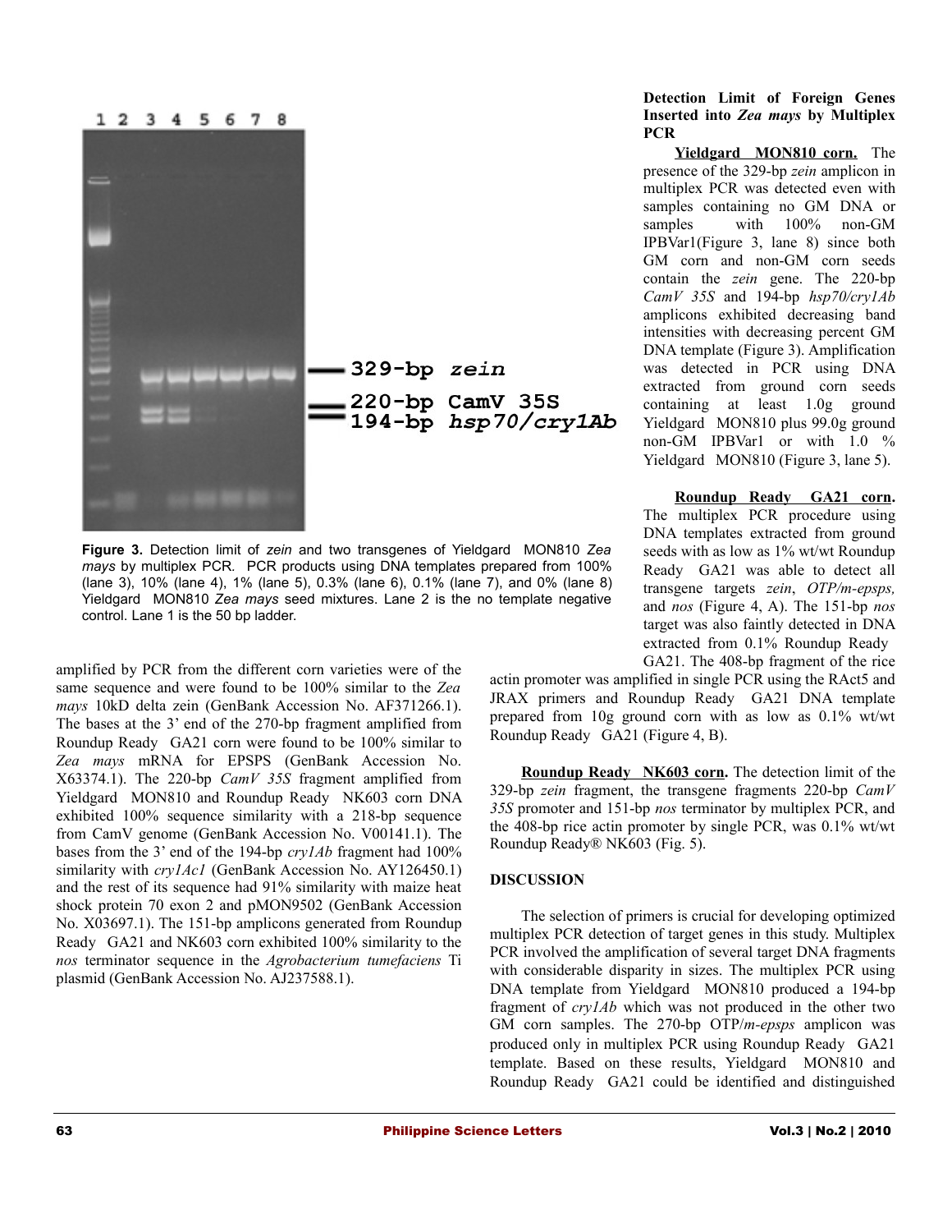**Figure 3.** Detection limit of *zein* and two transgenes of Yieldgard MON810 *Zea mays* by multiplex PCR. PCR products using DNA templates prepared from 100% (lane 3), 10% (lane 4), 1% (lane 5), 0.3% (lane 6), 0.1% (lane 7), and 0% (lane 8) Yieldgard MON810 *Zea mays* seed mixtures. Lane 2 is the no template negative control. Lane 1 is the 50 bp ladder.

amplified by PCR from the different corn varieties were of the same sequence and were found to be 100% similar to the *Zea mays* 10kD delta zein (GenBank Accession No. AF371266.1). The bases at the 3' end of the 270-bp fragment amplified from Roundup Ready GA21 corn were found to be 100% similar to *Zea mays* mRNA for EPSPS (GenBank Accession No. X63374.1). The 220-bp *CamV 35S* fragment amplified from Yieldgard MON810 and Roundup Ready NK603 corn DNA exhibited 100% sequence similarity with a 218-bp sequence from CamV genome (GenBank Accession No. V00141.1). The bases from the 3' end of the 194-bp *cry1Ab* fragment had 100% similarity with *cry1Ac1* (GenBank Accession No. AY126450.1) and the rest of its sequence had 91% similarity with maize heat shock protein 70 exon 2 and pMON9502 (GenBank Accession No. X03697.1). The 151-bp amplicons generated from Roundup Ready GA21 and NK603 corn exhibited 100% similarity to the *nos* terminator sequence in the *Agrobacterium tumefaciens* Ti plasmid (GenBank Accession No. AJ237588.1).

### Detection Limit of Foreign Genes Inserted into *Zea mays* by Multiplex PCR

**Yieldgard MON810 corn.** The presence of the 329-bp *zein* amplicon in multiplex PCR was detected even with samples containing no GM DNA or samples with 100% non-GM IPBVar1(Figure 3, lane 8) since both GM corn and non-GM corn seeds contain the *zein* gene. The 220-bp *CamV 35S* and 194-bp *hsp70/cry1Ab* amplicons exhibited decreasing band intensities with decreasing percent GM DNA template (Figure 3). Amplification was detected in PCR using DNA extracted from ground corn seeds containing at least 1.0g ground Yieldgard MON810 plus 99.0g ground non-GM IPBVar1 or with 1.0 % Yieldgard MON810 (Figure 3, lane 5).

**Roundup Ready GA21 corn.** The multiplex PCR procedure using DNA templates extracted from ground seeds with as low as 1% wt/wt Roundup Ready GA21 was able to detect all transgene targets *zein*, *OTP/m-epsps,* and *nos* (Figure 4, A). The 151-bp *nos* target was also faintly detected in DNA extracted from 0.1% Roundup Ready GA21. The 408-bp fragment of the rice actin promoter was amplified in single PCR using the RAct5 and JRAX primers and Roundup Ready GA21 DNA template prepared from 10g ground corn with as low as 0.1% wt/wt Roundup Ready GA21 (Figure 4, B).

**Roundup Ready NK603 corn.** The detection limit of the 329-bp *zein* fragment, the transgene fragments 220-bp *CamV 35S* promoter and 151-bp *nos* terminator by multiplex PCR, and the 408-bp rice actin promoter by single PCR, was 0.1% wt/wt Roundup Ready® NK603 (Fig. 5).

## DISCUSSION

The selection of primers is crucial for developing optimized multiplex PCR detection of target genes in this study. Multiplex PCR involved the amplification of several target DNA fragments with considerable disparity in sizes. The multiplex PCR using DNA template from Yieldgard MON810 produced a 194-bp fragment of *cry1Ab* which was not produced in the other two GM corn samples. The 270-bp OTP/*m-epsps* amplicon was produced only in multiplex PCR using Roundup Ready GA21 template. Based on these results, Yieldgard MON810 and Roundup Ready GA21 could be identified and distinguished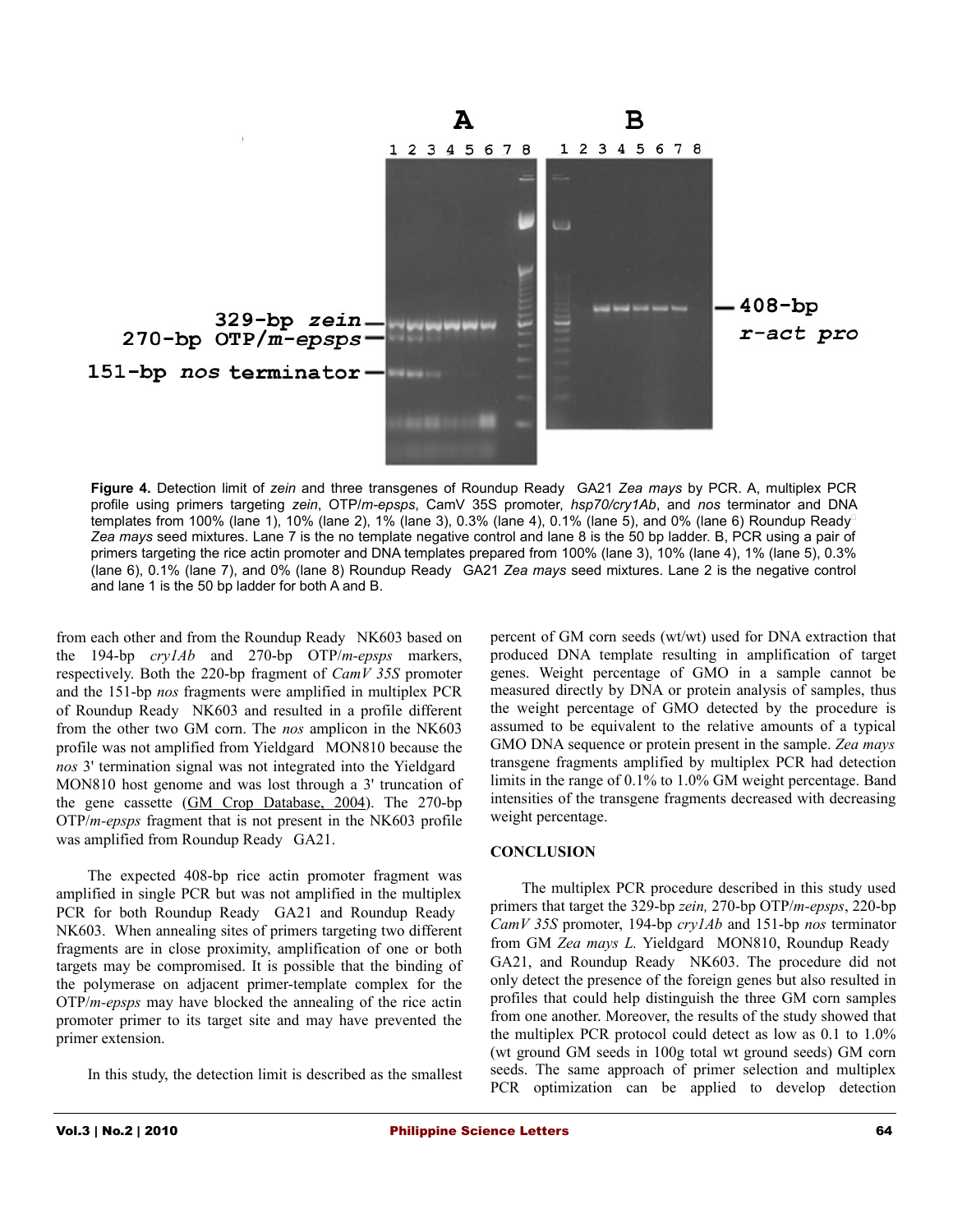**Figure 4.** Detection limit of *zein* and three transgenes of Roundup Ready GA21 *Zea mays* by PCR. A, multiplex PCR profile using primers targeting *zein*, OTP/*m-epsps*, CamV 35S promoter, *hsp70/cry1Ab*, and *nos* terminator and DNA templates from 100% (lane 1), 10% (lane 2), 1% (lane 3), 0.3% (lane 4), 0.1% (lane 5), and 0% (lane 6) Roundup Ready *Zea mays* seed mixtures. Lane 7 is the no template negative control and lane 8 is the 50 bp ladder. B, PCR using a pair of primers targeting the rice actin promoter and DNA templates prepared from 100% (lane 3), 10% (lane 4), 1% (lane 5), 0.3% (lane 6), 0.1% (lane 7), and 0% (lane 8) Roundup Ready GA21 *Zea mays* seed mixtures. Lane 2 is the negative control and lane 1 is the 50 bp ladder for both A and B.

from each other and from the Roundup Ready NK603 based on the 194-bp *cry1Ab* and 270-bp OTP/*m-epsps* markers, respectively. Both the 220-bp fragment of *CamV 35S* promoter and the 151-bp *nos* fragments were amplified in multiplex PCR of Roundup Ready NK603 and resulted in a profile different from the other two GM corn. The *nos* amplicon in the NK603 profile was not amplified from Yieldgard MON810 because the *nos* 3' termination signal was not integrated into the Yieldgard MON810 host genome and was lost through a 3' truncation of the gene cassette (GM Crop Database, 2004). The 270-bp OTP/*m-epsps* fragment that is not present in the NK603 profile was amplified from Roundup Ready GA21.

The expected 408-bp rice actin promoter fragment was amplified in single PCR but was not amplified in the multiplex PCR for both Roundup Ready GA21 and Roundup Ready NK603. When annealing sites of primers targeting two different fragments are in close proximity, amplification of one or both targets may be compromised. It is possible that the binding of the polymerase on adjacent primer-template complex for the OTP/*m-epsps* may have blocked the annealing of the rice actin promoter primer to its target site and may have prevented the primer extension.

In this study, the detection limit is described as the smallest percent of GM corn seeds (wt/wt) used for DNA extraction that produced DNA template resulting in amplification of target genes. Weight percentage of GMO in a sample cannot be measured directly by DNA or protein analysis of samples, thus the weight percentage of GMO detected by the procedure is assumed to be equivalent to the relative amounts of a typical GMO DNA sequence or protein present in the sample. *Zea mays* transgene fragments amplified by multiplex PCR had detection limits in the range of 0.1% to 1.0% GM weight percentage. Band intensities of the transgene fragments decreased with decreasing weight percentage.

## CONCLUSION

The multiplex PCR procedure described in this study used primers that target the 329-bp *zein,* 270-bp OTP/*m-epsps*, 220-bp *CamV 35S* promoter, 194-bp *cry1Ab* and 151-bp *nos* terminator from GM *Zea mays L.* Yieldgard MON810, Roundup Ready GA21, and Roundup Ready NK603. The procedure did not only detect the presence of the foreign genes but also resulted in profiles that could help distinguish the three GM corn samples from one another. Moreover, the results of the study showed that the multiplex PCR protocol could detect as low as 0.1 to 1.0% (wt ground GM seeds in 100g total wt ground seeds) GM corn seeds. The same approach of primer selection and multiplex PCR optimization can be applied to develop detection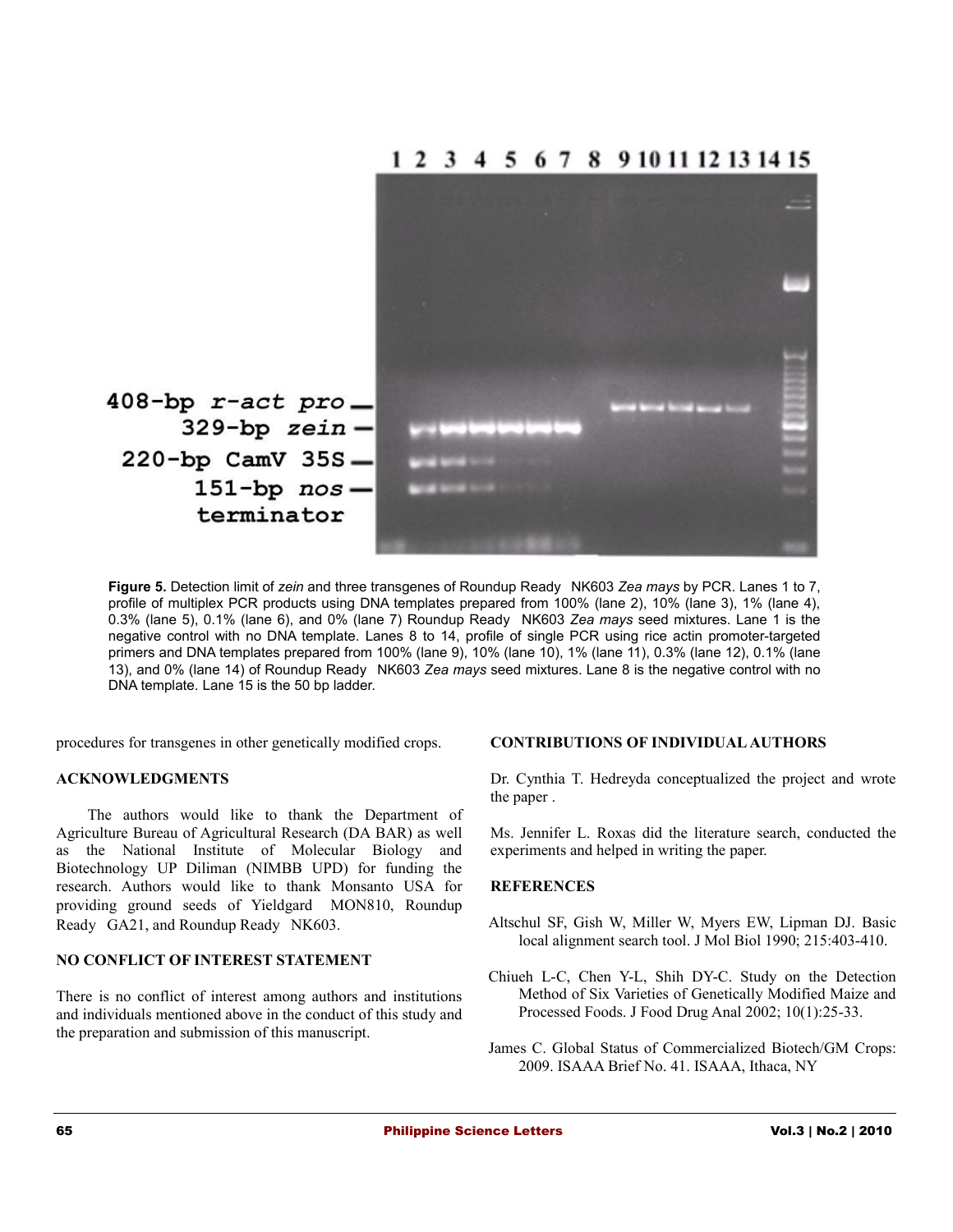**Figure 5.** Detection limit of *zein* and three transgenes of Roundup Ready NK603 *Zea mays* by PCR. Lanes 1 to 7, profile of multiplex PCR products using DNA templates prepared from 100% (lane 2), 10% (lane 3), 1% (lane 4), 0.3% (lane 5), 0.1% (lane 6), and 0% (lane 7) Roundup Ready NK603 *Zea mays* seed mixtures. Lane 1 is the negative control with no DNA template. Lanes 8 to 14, profile of single PCR using rice actin promoter-targeted primers and DNA templates prepared from 100% (lane 9), 10% (lane 10), 1% (lane 11), 0.3% (lane 12), 0.1% (lane 13), and 0% (lane 14) of Roundup Ready NK603 *Zea mays* seed mixtures. Lane 8 is the negative control with no DNA template. Lane 15 is the 50 bp ladder.

procedures for transgenes in other genetically modified crops.

## ACKNOWLEDGMENTS

The authors would like to thank the Department of Agriculture Bureau of Agricultural Research (DA BAR) as well as the National Institute of Molecular Biology and Biotechnology UP Diliman (NIMBB UPD) for funding the research. Authors would like to thank Monsanto USA for providing ground seeds of Yieldgard MON810, Roundup Ready GA21, and Roundup Ready NK603.

## NO CONFLICT OF INTEREST STATEMENT

There is no conflict of interest among authors and institutions and individuals mentioned above in the conduct of this study and the preparation and submission of this manuscript.

## CONTRIBUTIONS OF INDIVIDUAL AUTHORS

Dr. Cynthia T. Hedreyda conceptualized the project and wrote the paper .

Ms. Jennifer L. Roxas did the literature search, conducted the experiments and helped in writing the paper.

## REFERENCES

Altschul SF, Gish W, Miller W, Myers EW, Lipman DJ. Basic local alignment search tool. J Mol Biol 1990; 215:403-410.

Chiueh L-C, Chen Y-L, Shih DY-C. Study on the Detection Method of Six Varieties of Genetically Modified Maize and Processed Foods. J Food Drug Anal 2002; 10(1):25-33.

James C. Global Status of Commercialized Biotech/GM Crops: 2009. ISAAA Brief No. 41. ISAAA, Ithaca, NY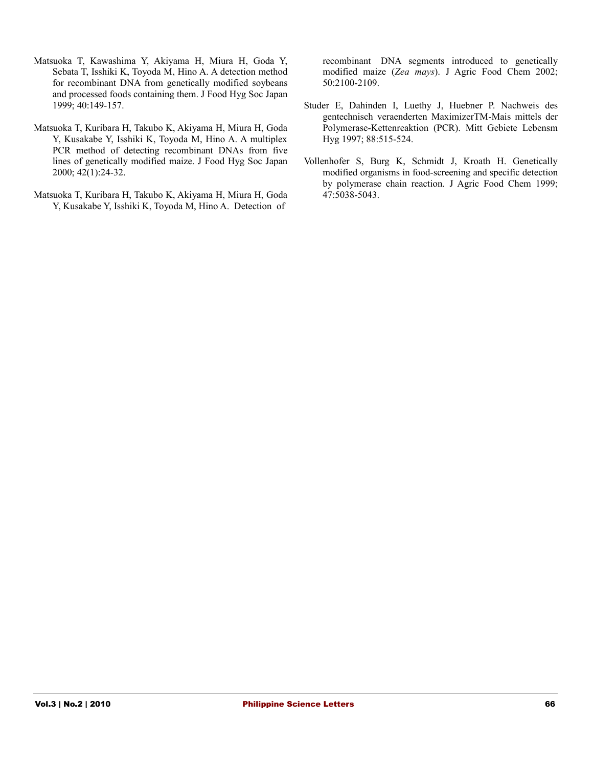Matsuoka T, Kawashima Y, Akiyama H, Miura H, Goda Y, Sebata T, Isshiki K, Toyoda M, Hino A. A detection method for recombinant DNA from genetically modified soybeans and processed foods containing them. J Food Hyg Soc Japan 1999; 40:149-157.

Matsuoka T, Kuribara H, Takubo K, Akiyama H, Miura H, Goda Y, Kusakabe Y, Isshiki K, Toyoda M, Hino A. A multiplex PCR method of detecting recombinant DNAs from five lines of genetically modified maize. J Food Hyg Soc Japan 2000; 42(1):24-32.

Matsuoka T, Kuribara H, Takubo K, Akiyama H, Miura H, Goda Y, Kusakabe Y, Isshiki K, Toyoda M, Hino A. Detection of recombinant DNA segments introduced to genetically modified maize (*Zea mays*). J Agric Food Chem 2002; 50:2100-2109.

Studer E, Dahinden I, Luethy J, Huebner P. Nachweis des gentechnisch veraenderten MaximizerTM-Mais mittels der Polymerase-Kettenreaktion (PCR). Mitt Gebiete Lebensm Hyg 1997; 88:515-524.

Vollenhofer S, Burg K, Schmidt J, Kroath H. Genetically modified organisms in food-screening and specific detection by polymerase chain reaction. J Agric Food Chem 1999; 47:5038-5043.